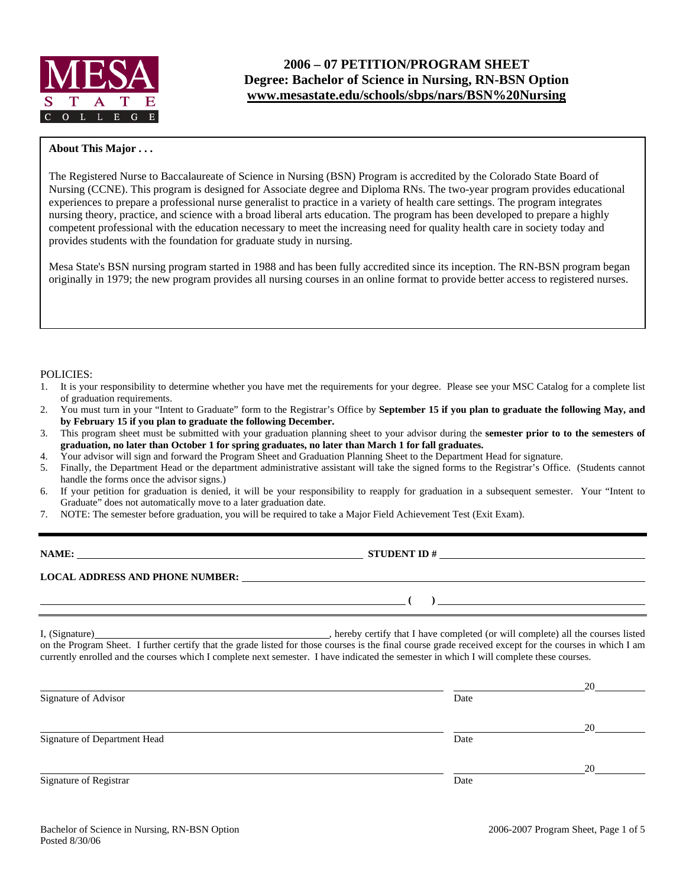# 2006 – 07 PETITION/PROGRAM SHEET

## Degree: Bachelor of Science in Nursing, RN-BSN Option

**www.mesastate.edu/schools/sbps/nars/BSN%20Nursing**

**About This Major . . .**

The Registered Nurse to Baccalaureate of Science in Nursing (BSN) Program is accredited by the Colorado State Board of Nursing (CCNE). This program is designed for Associate degree and Diploma RNs. The two-year program provides educational experiences to prepare a professional nurse generalist to practice in a variety of health care settings. The program integrates nursing theory, practice, and science with a broad liberal arts education. The program has been developed to prepare a highly competent professional with the education necessary to meet the increasing need for quality health care in society today and provides students with the foundation for graduate study in nursing.

Mesa State's BSN nursing program started in 1988 and has been fully accredited since its inception. The RN-BSN program began originally in 1979; the new program provides all nursing courses in an online format to provide better access to registered nurses.

POLICIES:

1. It is your responsibility to determine whether you have met the requirements for your degree. Please see your MSC Catalog for a complete list of graduation requirements.
2. You must turn in your "Intent to Graduate" form to the Registrar's Office by **September 15 if you plan to graduate the following May, and by February 15 if you plan to graduate the following December.**
3. This program sheet must be submitted with your graduation planning sheet to your advisor during the **semester prior to to the semesters of graduation, no later than October 1 for spring graduates, no later than March 1 for fall graduates.**
4. Your advisor will sign and forward the Program Sheet and Graduation Planning Sheet to the Department Head for signature.
5. Finally, the Department Head or the department administrative assistant will take the signed forms to the Registrar's Office. (Students cannot handle the forms once the advisor signs.)
6. If your petition for graduation is denied, it will be your responsibility to reapply for graduation in a subsequent semester. Your "Intent to Graduate" does not automatically move to a later graduation date.
7. NOTE: The semester before graduation, you will be required to take a Major Field Achievement Test (Exit Exam).

**NAME:** \_\_\_\_\_\_\_\_\_\_\_\_\_\_\_\_\_\_\_\_\_\_\_\_\_\_\_\_ **STUDENT ID #** \_\_\_\_\_\_\_\_\_\_\_\_\_\_\_\_\_\_\_\_\_\_

**LOCAL ADDRESS AND PHONE NUMBER:** \_\_\_\_\_\_\_\_\_\_\_\_\_\_\_\_\_\_\_\_\_\_\_\_\_\_\_\_

\_\_\_\_\_\_\_\_\_\_\_\_\_\_\_\_\_\_\_\_\_\_\_\_\_\_\_\_ **( )** \_\_\_\_\_\_\_\_\_\_\_\_\_\_\_\_\_\_\_\_\_\_

I, (Signature) \_\_\_\_\_\_\_\_\_\_\_\_\_\_\_\_\_\_\_\_\_\_\_\_\_\_\_\_, hereby certify that I have completed (or will complete) all the courses listed on the Program Sheet. I further certify that the grade listed for those courses is the final course grade received except for the courses in which I am currently enrolled and the courses which I complete next semester. I have indicated the semester in which I will complete these courses.

\_\_\_\_\_\_\_\_\_\_\_\_\_\_\_\_\_\_\_\_\_\_\_\_\_\_\_\_ \_\_\_\_\_\_\_\_\_\_\_\_20\_\_\_\_\_\_
Signature of Advisor Date

\_\_\_\_\_\_\_\_\_\_\_\_\_\_\_\_\_\_\_\_\_\_\_\_\_\_\_\_ \_\_\_\_\_\_\_\_\_\_\_\_20\_\_\_\_\_\_
Signature of Department Head Date

\_\_\_\_\_\_\_\_\_\_\_\_\_\_\_\_\_\_\_\_\_\_\_\_\_\_\_\_ \_\_\_\_\_\_\_\_\_\_\_\_20\_\_\_\_\_\_
Signature of Registrar Date

Bachelor of Science in Nursing, RN-BSN Option
Posted 8/30/06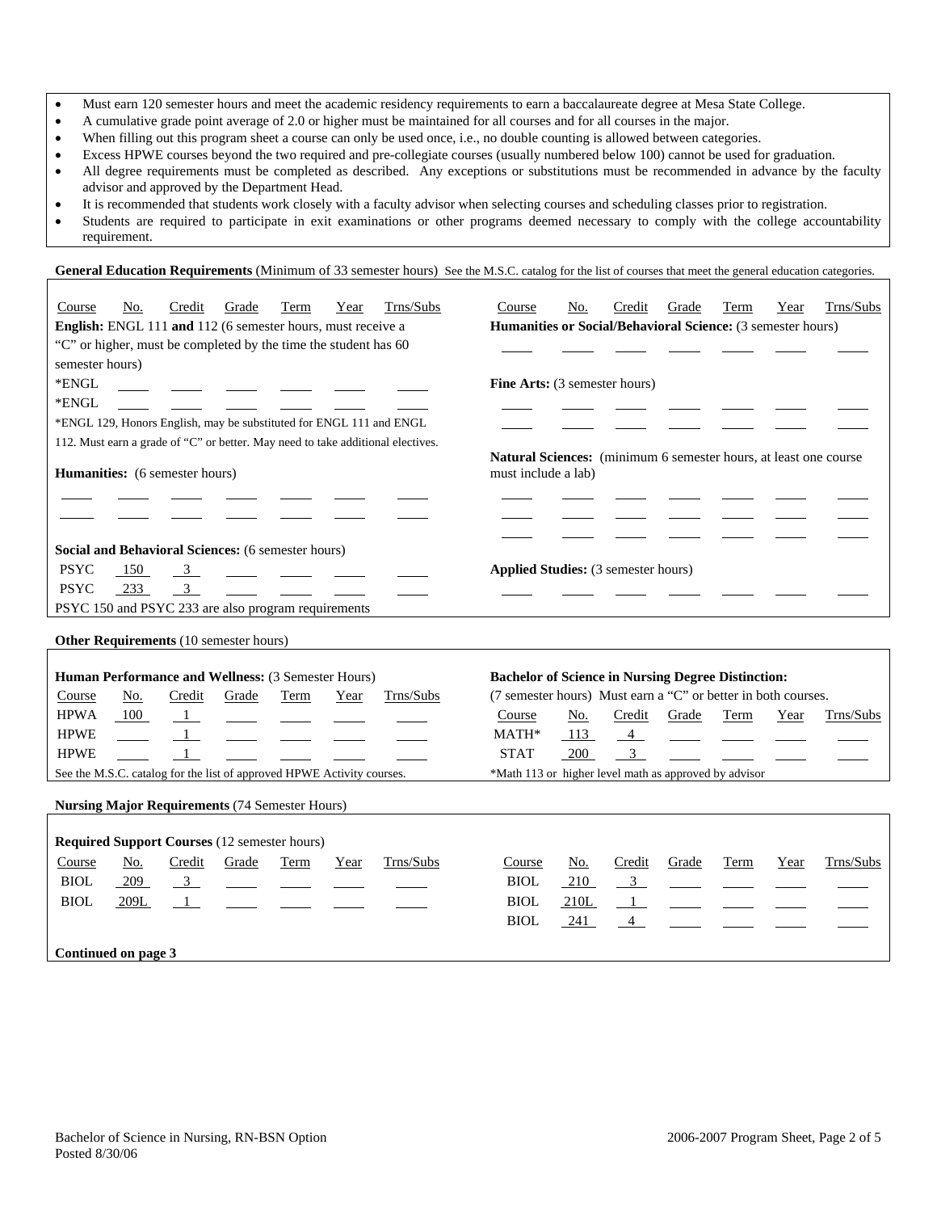- Must earn 120 semester hours and meet the academic residency requirements to earn a baccalaureate degree at Mesa State College.
- A cumulative grade point average of 2.0 or higher must be maintained for all courses and for all courses in the major.
- When filling out this program sheet a course can only be used once, i.e., no double counting is allowed between categories.
- Excess HPWE courses beyond the two required and pre-collegiate courses (usually numbered below 100) cannot be used for graduation.
- All degree requirements must be completed as described. Any exceptions or substitutions must be recommended in advance by the faculty advisor and approved by the Department Head.
- It is recommended that students work closely with a faculty advisor when selecting courses and scheduling classes prior to registration.
- Students are required to participate in exit examinations or other programs deemed necessary to comply with the college accountability requirement.

**General Education Requirements** (Minimum of 33 semester hours) See the M.S.C. catalog for the list of courses that meet the general education categories.

**English:** ENGL 111 **and** 112 (6 semester hours, must receive a "C" or higher, must be completed by the time the student has 60 semester hours)

| Course | No. | Credit | Grade | Term | Year | Trns/Subs |
|---|---|---|---|---|---|---|
| *ENGL | | | | | | |
| *ENGL | | | | | | |

*ENGL 129, Honors English, may be substituted for ENGL 111 and ENGL 112. Must earn a grade of "C" or better. May need to take additional electives.

**Humanities:** (6 semester hours)

| Course | No. | Credit | Grade | Term | Year | Trns/Subs |
|---|---|---|---|---|---|---|
| | | | | | | |
| | | | | | | |

**Social and Behavioral Sciences:** (6 semester hours)

| Course | No. | Credit | Grade | Term | Year | Trns/Subs |
|---|---|---|---|---|---|---|
| PSYC | 150 | 3 | | | | |
| PSYC | 233 | 3 | | | | |

PSYC 150 and PSYC 233 are also program requirements

**Humanities or Social/Behavioral Science:** (3 semester hours)

| Course | No. | Credit | Grade | Term | Year | Trns/Subs |
|---|---|---|---|---|---|---|
| | | | | | | |

**Fine Arts:** (3 semester hours)

| Course | No. | Credit | Grade | Term | Year | Trns/Subs |
|---|---|---|---|---|---|---|
| | | | | | | |
| | | | | | | |

**Natural Sciences:** (minimum 6 semester hours, at least one course must include a lab)

| Course | No. | Credit | Grade | Term | Year | Trns/Subs |
|---|---|---|---|---|---|---|
| | | | | | | |
| | | | | | | |
| | | | | | | |

**Applied Studies:** (3 semester hours)

| Course | No. | Credit | Grade | Term | Year | Trns/Subs |
|---|---|---|---|---|---|---|
| | | | | | | |

**Other Requirements** (10 semester hours)

**Human Performance and Wellness:** (3 Semester Hours)

| Course | No. | Credit | Grade | Term | Year | Trns/Subs |
|---|---|---|---|---|---|---|
| HPWA | 100 | 1 | | | | |
| HPWE | | 1 | | | | |
| HPWE | | 1 | | | | |

See the M.S.C. catalog for the list of approved HPWE Activity courses.

**Bachelor of Science in Nursing Degree Distinction:** (7 semester hours) Must earn a "C" or better in both courses.

| Course | No. | Credit | Grade | Term | Year | Trns/Subs |
|---|---|---|---|---|---|---|
| MATH* | 113 | 4 | | | | |
| STAT | 200 | 3 | | | | |

*Math 113 or higher level math as approved by advisor

**Nursing Major Requirements** (74 Semester Hours)

**Required Support Courses** (12 semester hours)

| Course | No. | Credit | Grade | Term | Year | Trns/Subs |
|---|---|---|---|---|---|---|
| BIOL | 209 | 3 | | | | |
| BIOL | 209L | 1 | | | | |
| BIOL | 210 | 3 | | | | |
| BIOL | 210L | 1 | | | | |
| BIOL | 241 | 4 | | | | |

**Continued on page 3**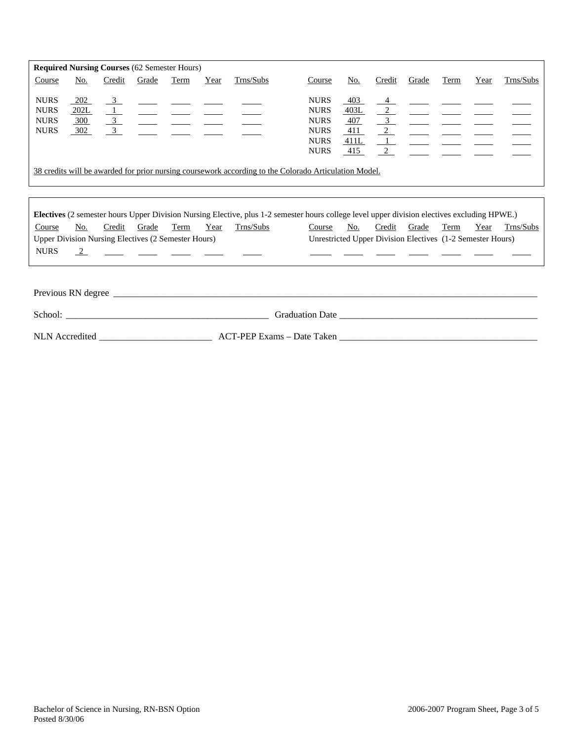**Required Nursing Courses** (62 Semester Hours)

| Course | No. | Credit | Grade | Term | Year | Trns/Subs | Course | No. | Credit | Grade | Term | Year | Trns/Subs |
|---|---|---|---|---|---|---|---|---|---|---|---|---|---|
| NURS | 202 | 3 | | | | | NURS | 403 | 4 | | | | |
| NURS | 202L | 1 | | | | | NURS | 403L | 2 | | | | |
| NURS | 300 | 3 | | | | | NURS | 407 | 3 | | | | |
| NURS | 302 | 3 | | | | | NURS | 411 | 2 | | | | |
| | | | | | | | NURS | 411L | 1 | | | | |
| | | | | | | | NURS | 415 | 2 | | | | |

38 credits will be awarded for prior nursing coursework according to the Colorado Articulation Model.

**Electives** (2 semester hours Upper Division Nursing Elective, plus 1-2 semester hours college level upper division electives excluding HPWE.)

| Course | No. | Credit | Grade | Term | Year | Trns/Subs | Course | No. | Credit | Grade | Term | Year | Trns/Subs |
|---|---|---|---|---|---|---|---|---|---|---|---|---|---|
| Upper Division Nursing Electives (2 Semester Hours) | | | | | | | Unrestricted Upper Division Electives (1-2 Semester Hours) | | | | | | |
| NURS | | 2 | | | | | | | | | | | |

Previous RN degree ______________________________

School: ______________________ Graduation Date ______________________

NLN Accredited ______________ ACT-PEP Exams – Date Taken ______________________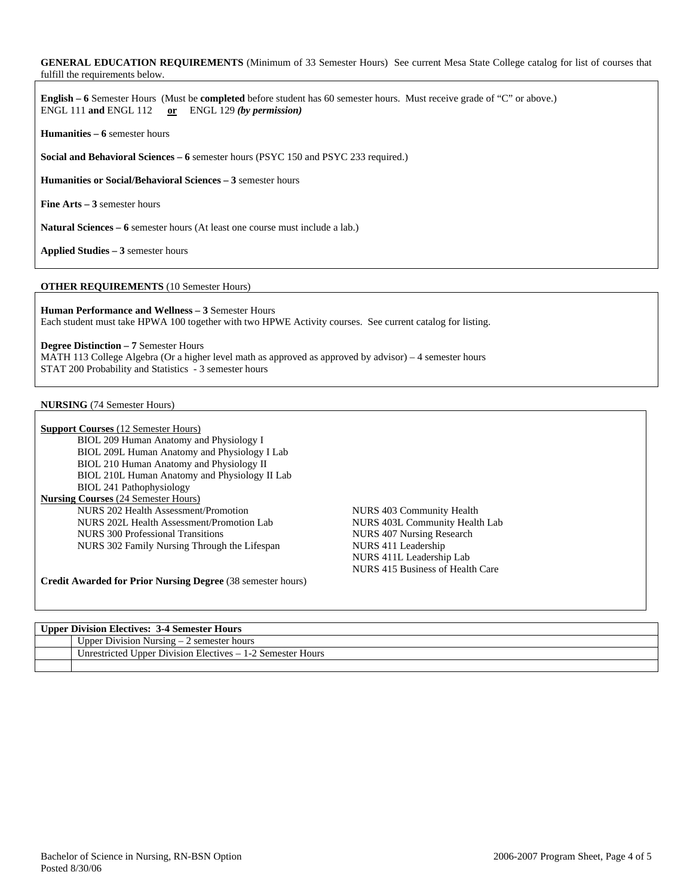**GENERAL EDUCATION REQUIREMENTS** (Minimum of 33 Semester Hours) See current Mesa State College catalog for list of courses that fulfill the requirements below.

**English – 6** Semester Hours (Must be **completed** before student has 60 semester hours. Must receive grade of "C" or above.)
ENGL 111 **and** ENGL 112 **or** ENGL 129 ***(by permission)***

**Humanities – 6** semester hours

**Social and Behavioral Sciences – 6** semester hours (PSYC 150 and PSYC 233 required.)

**Humanities or Social/Behavioral Sciences – 3** semester hours

**Fine Arts – 3** semester hours

**Natural Sciences – 6** semester hours (At least one course must include a lab.)

**Applied Studies – 3** semester hours

**OTHER REQUIREMENTS** (10 Semester Hours)

**Human Performance and Wellness – 3** Semester Hours
Each student must take HPWA 100 together with two HPWE Activity courses. See current catalog for listing.

**Degree Distinction – 7** Semester Hours
MATH 113 College Algebra (Or a higher level math as approved as approved by advisor) – 4 semester hours
STAT 200 Probability and Statistics - 3 semester hours

**NURSING** (74 Semester Hours)

**Support Courses** (12 Semester Hours)

- BIOL 209 Human Anatomy and Physiology I
- BIOL 209L Human Anatomy and Physiology I Lab
- BIOL 210 Human Anatomy and Physiology II
- BIOL 210L Human Anatomy and Physiology II Lab
- BIOL 241 Pathophysiology

**Nursing Courses** (24 Semester Hours)

- NURS 202 Health Assessment/Promotion
- NURS 202L Health Assessment/Promotion Lab
- NURS 300 Professional Transitions
- NURS 302 Family Nursing Through the Lifespan
- NURS 403 Community Health
- NURS 403L Community Health Lab
- NURS 407 Nursing Research
- NURS 411 Leadership
- NURS 411L Leadership Lab
- NURS 415 Business of Health Care

**Credit Awarded for Prior Nursing Degree** (38 semester hours)

| **Upper Division Electives: 3-4 Semester Hours** | |
|---|---|
| | Upper Division Nursing – 2 semester hours |
| | Unrestricted Upper Division Electives – 1-2 Semester Hours |
| | |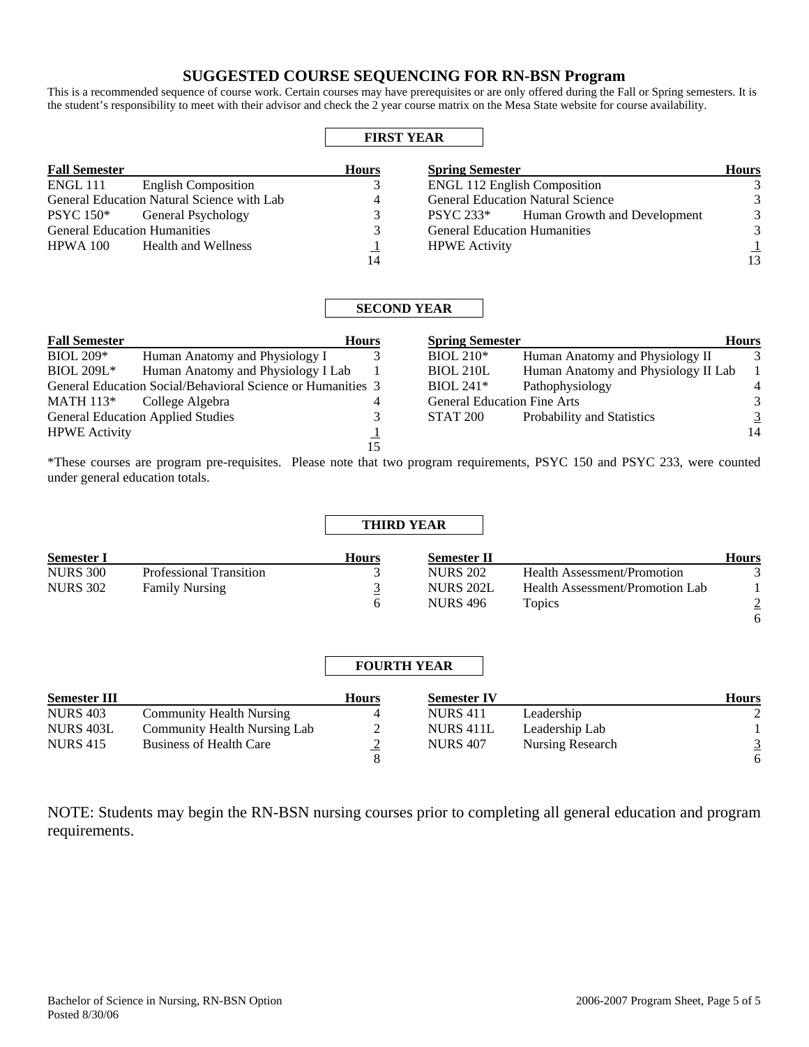# SUGGESTED COURSE SEQUENCING FOR RN-BSN Program

This is a recommended sequence of course work. Certain courses may have prerequisites or are only offered during the Fall or Spring semesters. It is the student's responsibility to meet with their advisor and check the 2 year course matrix on the Mesa State website for course availability.

## FIRST YEAR

| Fall Semester | | Hours | Spring Semester | | Hours |
|---|---|---|---|---|---|
| ENGL 111 | English Composition | 3 | ENGL 112 English Composition | | 3 |
| General Education Natural Science with Lab | | 4 | General Education Natural Science | | 3 |
| PSYC 150* | General Psychology | 3 | PSYC 233* | Human Growth and Development | 3 |
| General Education Humanities | | 3 | General Education Humanities | | 3 |
| HPWA 100 | Health and Wellness | 1 | HPWE Activity | | 1 |
| | | 14 | | | 13 |

## SECOND YEAR

| Fall Semester | | Hours | Spring Semester | | Hours |
|---|---|---|---|---|---|
| BIOL 209* | Human Anatomy and Physiology I | 3 | BIOL 210* | Human Anatomy and Physiology II | 3 |
| BIOL 209L* | Human Anatomy and Physiology I Lab | 1 | BIOL 210L | Human Anatomy and Physiology II Lab | 1 |
| General Education Social/Behavioral Science or Humanities | | 3 | BIOL 241* | Pathophysiology | 4 |
| MATH 113* | College Algebra | 4 | General Education Fine Arts | | 3 |
| General Education Applied Studies | | 3 | STAT 200 | Probability and Statistics | 3 |
| HPWE Activity | | 1 | | | 14 |
| | | 15 | | | |

*These courses are program pre-requisites. Please note that two program requirements, PSYC 150 and PSYC 233, were counted under general education totals.

## THIRD YEAR

| Semester I | | Hours | Semester II | | Hours |
|---|---|---|---|---|---|
| NURS 300 | Professional Transition | 3 | NURS 202 | Health Assessment/Promotion | 3 |
| NURS 302 | Family Nursing | 3 | NURS 202L | Health Assessment/Promotion Lab | 1 |
| | | 6 | NURS 496 | Topics | 2 |
| | | | | | 6 |

## FOURTH YEAR

| Semester III | | Hours | Semester IV | | Hours |
|---|---|---|---|---|---|
| NURS 403 | Community Health Nursing | 4 | NURS 411 | Leadership | 2 |
| NURS 403L | Community Health Nursing Lab | 2 | NURS 411L | Leadership Lab | 1 |
| NURS 415 | Business of Health Care | 2 | NURS 407 | Nursing Research | 3 |
| | | 8 | | | 6 |

NOTE: Students may begin the RN-BSN nursing courses prior to completing all general education and program requirements.